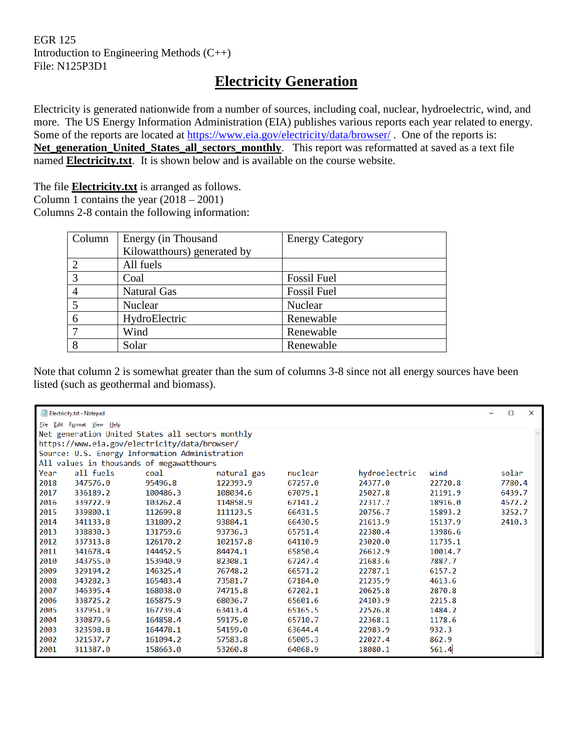EGR 125
Introduction to Engineering Methods (C++)
File: N125P3D1

# Electricity Generation

Electricity is generated nationwide from a number of sources, including coal, nuclear, hydroelectric, wind, and more. The US Energy Information Administration (EIA) publishes various reports each year related to energy. Some of the reports are located at https://www.eia.gov/electricity/data/browser/ . One of the reports is: **Net_generation_United_States_all_sectors_monthly**. This report was reformatted at saved as a text file named **Electricity.txt**. It is shown below and is available on the course website.

The file **Electricity.txt** is arranged as follows.
Column 1 contains the year (2018 – 2001)
Columns 2-8 contain the following information:

| Column | Energy (in Thousand Kilowatthours) generated by | Energy Category |
|---|---|---|
| 2 | All fuels | |
| 3 | Coal | Fossil Fuel |
| 4 | Natural Gas | Fossil Fuel |
| 5 | Nuclear | Nuclear |
| 6 | HydroElectric | Renewable |
| 7 | Wind | Renewable |
| 8 | Solar | Renewable |

Note that column 2 is somewhat greater than the sum of columns 3-8 since not all energy sources have been listed (such as geothermal and biomass).

```
Net generation United States all sectors monthly
https://www.eia.gov/electricity/data/browser/
Source: U.S. Energy Information Administration
All values in thousands of megawatthours
Year  all fuels   coal        natural gas  nuclear     hydroelectric  wind       solar
2018  347576.0    95496.8     122393.9     67257.0     24377.0        22720.8    7780.4
2017  336189.2    100486.3    108034.6     67079.1     25027.8        21191.9    6439.7
2016  339722.9    103262.4    114858.9     67141.2     22317.7        18916.0    4572.2
2015  339800.1    112699.8    111123.5     66431.5     20756.7        15893.2    3252.7
2014  341133.8    131809.2    93884.1      66430.5     21613.9        15137.9    2410.3
2013  338830.3    131759.6    93736.3      65751.4     22380.4        13986.6
2012  337313.8    126170.2    102157.8     64110.9     23020.0        11735.1
2011  341678.4    144452.5    84474.1      65850.4     26612.9        10014.7
2010  343755.0    153940.9    82308.1      67247.4     21683.6        7887.7
2009  329194.2    146325.4    76748.2      66571.2     22787.1        6157.2
2008  343282.3    165483.4    73581.7      67184.0     21235.9        4613.6
2007  346395.4    168038.0    74715.8      67202.1     20625.8        2870.8
2006  338725.2    165875.9    68036.7      65601.6     24103.9        2215.8
2005  337951.9    167739.4    63413.4      65165.5     22526.8        1484.2
2004  330879.6    164858.4    59175.0      65710.7     22368.1        1178.6
2003  323598.8    164478.1    54159.0      63644.4     22983.9        932.3
2002  321537.7    161094.2    57583.8      65005.3     22027.4        862.9
2001  311387.0    158663.0    53260.8      64068.9     18080.1        561.4
```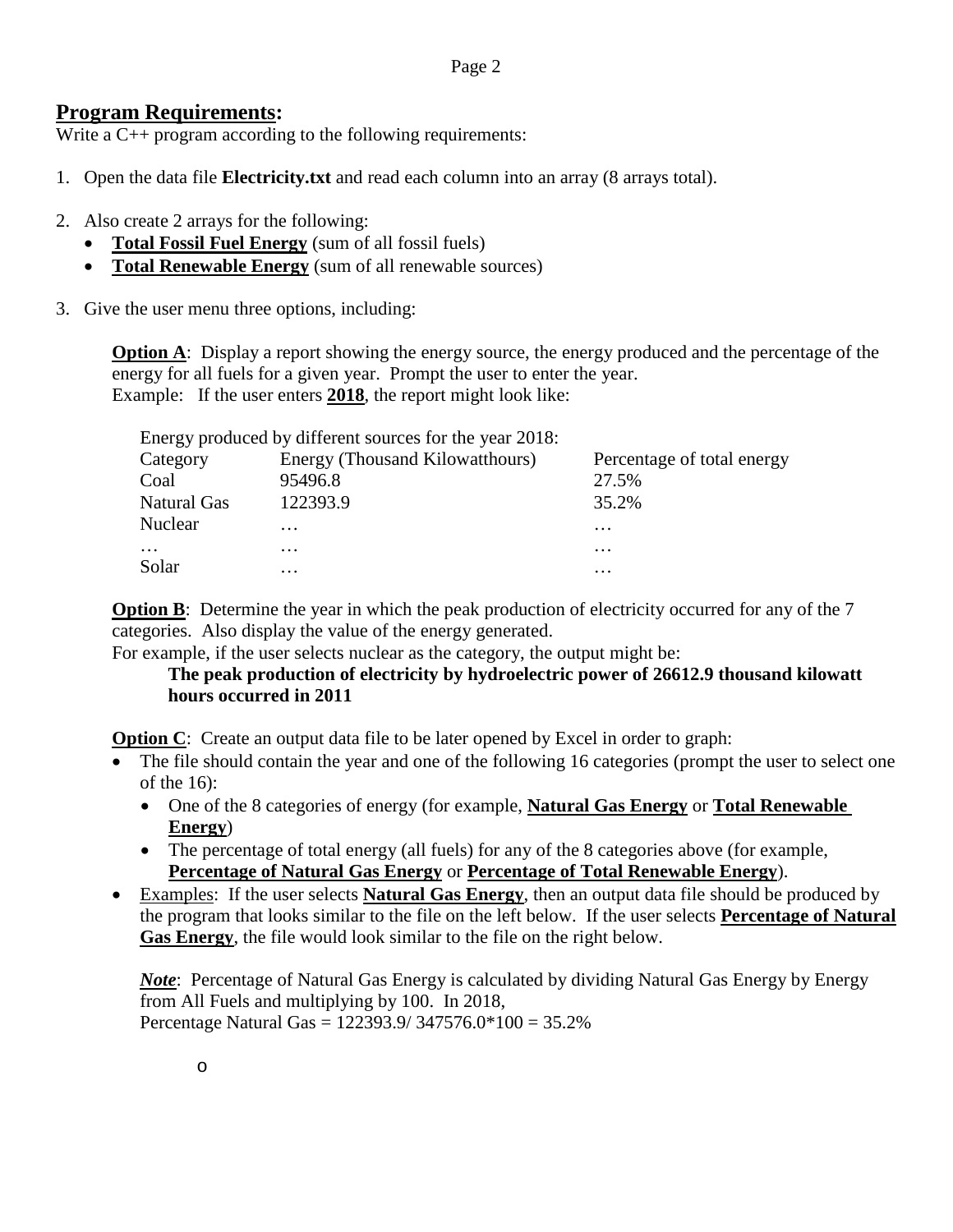## **Program Requirements:**

Write a C++ program according to the following requirements:

1. Open the data file **Electricity.txt** and read each column into an array (8 arrays total).

2. Also create 2 arrays for the following:
   - **Total Fossil Fuel Energy** (sum of all fossil fuels)
   - **Total Renewable Energy** (sum of all renewable sources)

3. Give the user menu three options, including:

   **Option A**: Display a report showing the energy source, the energy produced and the percentage of the energy for all fuels for a given year. Prompt the user to enter the year.
   Example: If the user enters **2018**, the report might look like:

   Energy produced by different sources for the year 2018:

   | Category | Energy (Thousand Kilowatthours) | Percentage of total energy |
   |---|---|---|
   | Coal | 95496.8 | 27.5% |
   | Natural Gas | 122393.9 | 35.2% |
   | Nuclear | … | … |
   | … | … | … |
   | Solar | … | … |

   **Option B**: Determine the year in which the peak production of electricity occurred for any of the 7 categories. Also display the value of the energy generated.
   For example, if the user selects nuclear as the category, the output might be:

   **The peak production of electricity by hydroelectric power of 26612.9 thousand kilowatt hours occurred in 2011**

   **Option C**: Create an output data file to be later opened by Excel in order to graph:
   - The file should contain the year and one of the following 16 categories (prompt the user to select one of the 16):
     - One of the 8 categories of energy (for example, **Natural Gas Energy** or **Total Renewable Energy**)
     - The percentage of total energy (all fuels) for any of the 8 categories above (for example, **Percentage of Natural Gas Energy** or **Percentage of Total Renewable Energy**).
   - Examples: If the user selects **Natural Gas Energy**, then an output data file should be produced by the program that looks similar to the file on the left below. If the user selects **Percentage of Natural Gas Energy**, the file would look similar to the file on the right below.

   ***Note***: Percentage of Natural Gas Energy is calculated by dividing Natural Gas Energy by Energy from All Fuels and multiplying by 100. In 2018,
   Percentage Natural Gas = 122393.9/ 347576.0*100 = 35.2%

   o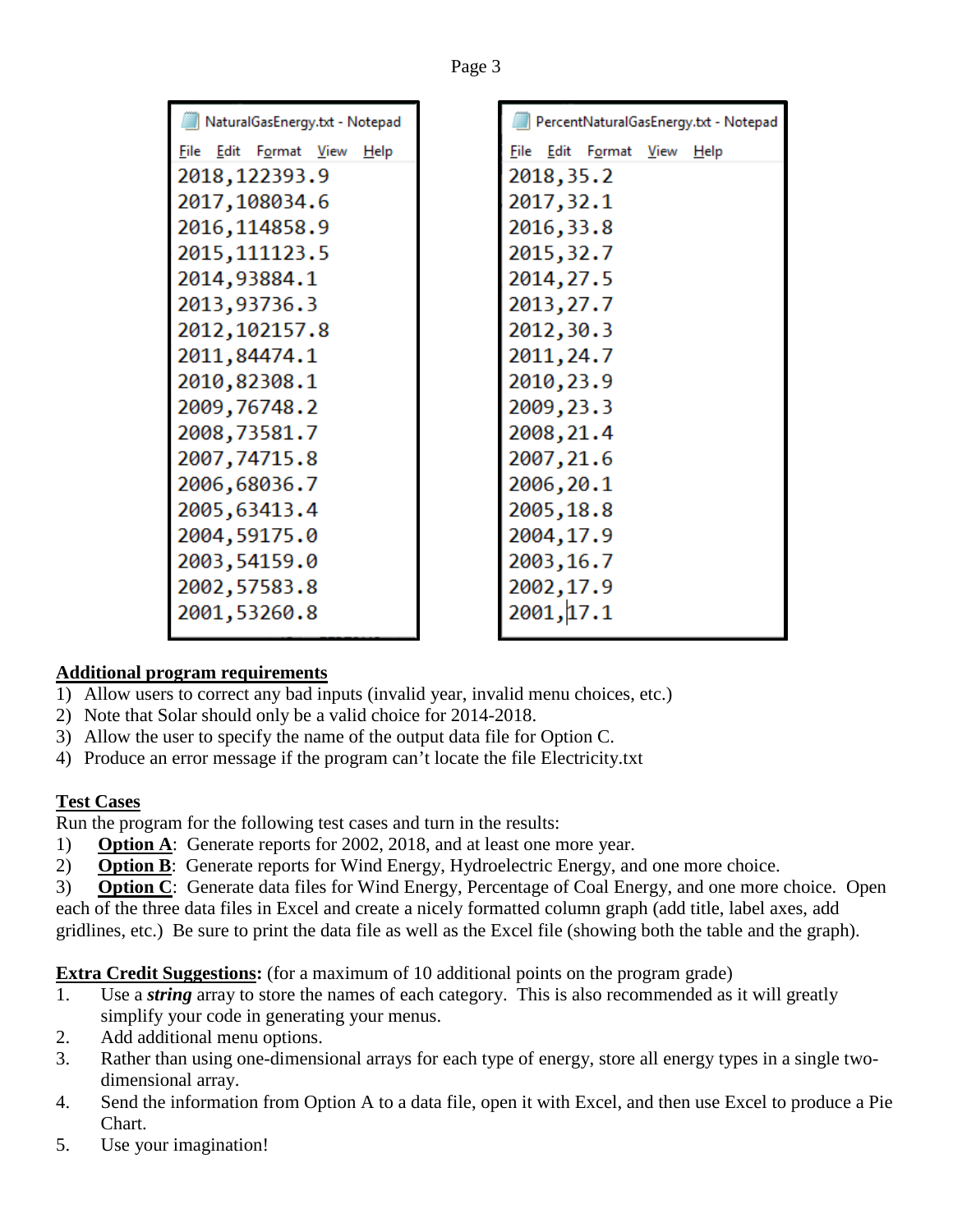NaturalGasEnergy.txt - Notepad

```
2018,122393.9
2017,108034.6
2016,114858.9
2015,111123.5
2014,93884.1
2013,93736.3
2012,102157.8
2011,84474.1
2010,82308.1
2009,76748.2
2008,73581.7
2007,74715.8
2006,68036.7
2005,63413.4
2004,59175.0
2003,54159.0
2002,57583.8
2001,53260.8
```

PercentNaturalGasEnergy.txt - Notepad

```
2018,35.2
2017,32.1
2016,33.8
2015,32.7
2014,27.5
2013,27.7
2012,30.3
2011,24.7
2010,23.9
2009,23.3
2008,21.4
2007,21.6
2006,20.1
2005,18.8
2004,17.9
2003,16.7
2002,17.9
2001,17.1
```

**Additional program requirements**

1) Allow users to correct any bad inputs (invalid year, invalid menu choices, etc.)
2) Note that Solar should only be a valid choice for 2014-2018.
3) Allow the user to specify the name of the output data file for Option C.
4) Produce an error message if the program can't locate the file Electricity.txt

**Test Cases**

Run the program for the following test cases and turn in the results:

1) **Option A**: Generate reports for 2002, 2018, and at least one more year.
2) **Option B**: Generate reports for Wind Energy, Hydroelectric Energy, and one more choice.
3) **Option C**: Generate data files for Wind Energy, Percentage of Coal Energy, and one more choice. Open each of the three data files in Excel and create a nicely formatted column graph (add title, label axes, add gridlines, etc.) Be sure to print the data file as well as the Excel file (showing both the table and the graph).

**Extra Credit Suggestions:** (for a maximum of 10 additional points on the program grade)

1. Use a ***string*** array to store the names of each category. This is also recommended as it will greatly simplify your code in generating your menus.
2. Add additional menu options.
3. Rather than using one-dimensional arrays for each type of energy, store all energy types in a single two-dimensional array.
4. Send the information from Option A to a data file, open it with Excel, and then use Excel to produce a Pie Chart.
5. Use your imagination!